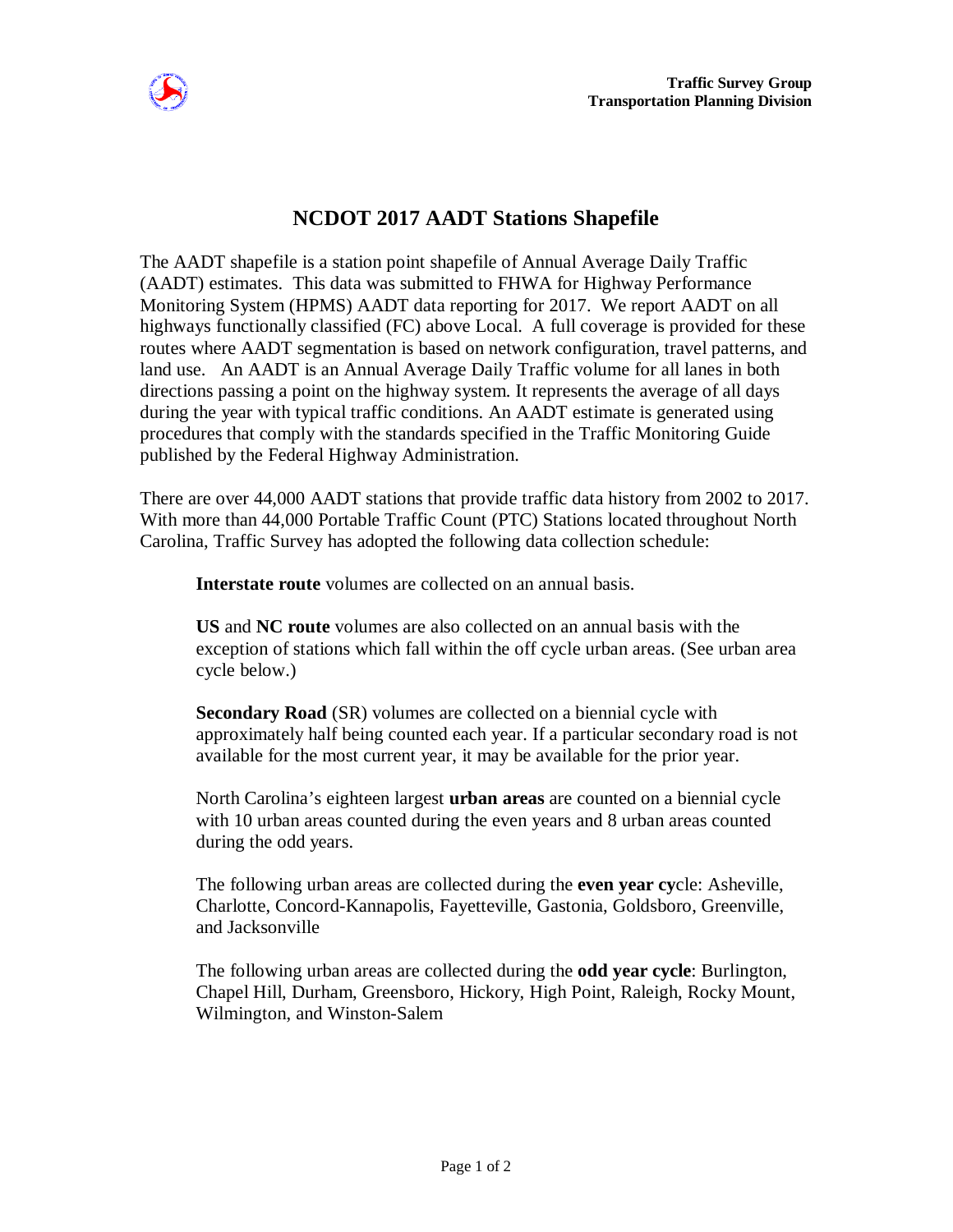Traffic Survey Group
Transportation Planning Division

# NCDOT 2017 AADT Stations Shapefile

The AADT shapefile is a station point shapefile of Annual Average Daily Traffic (AADT) estimates. This data was submitted to FHWA for Highway Performance Monitoring System (HPMS) AADT data reporting for 2017. We report AADT on all highways functionally classified (FC) above Local. A full coverage is provided for these routes where AADT segmentation is based on network configuration, travel patterns, and land use. An AADT is an Annual Average Daily Traffic volume for all lanes in both directions passing a point on the highway system. It represents the average of all days during the year with typical traffic conditions. An AADT estimate is generated using procedures that comply with the standards specified in the Traffic Monitoring Guide published by the Federal Highway Administration.

There are over 44,000 AADT stations that provide traffic data history from 2002 to 2017. With more than 44,000 Portable Traffic Count (PTC) Stations located throughout North Carolina, Traffic Survey has adopted the following data collection schedule:

**Interstate route** volumes are collected on an annual basis.

**US** and **NC route** volumes are also collected on an annual basis with the exception of stations which fall within the off cycle urban areas. (See urban area cycle below.)

**Secondary Road** (SR) volumes are collected on a biennial cycle with approximately half being counted each year. If a particular secondary road is not available for the most current year, it may be available for the prior year.

North Carolina's eighteen largest **urban areas** are counted on a biennial cycle with 10 urban areas counted during the even years and 8 urban areas counted during the odd years.

The following urban areas are collected during the **even year cy**cle: Asheville, Charlotte, Concord-Kannapolis, Fayetteville, Gastonia, Goldsboro, Greenville, and Jacksonville

The following urban areas are collected during the **odd year cycle**: Burlington, Chapel Hill, Durham, Greensboro, Hickory, High Point, Raleigh, Rocky Mount, Wilmington, and Winston-Salem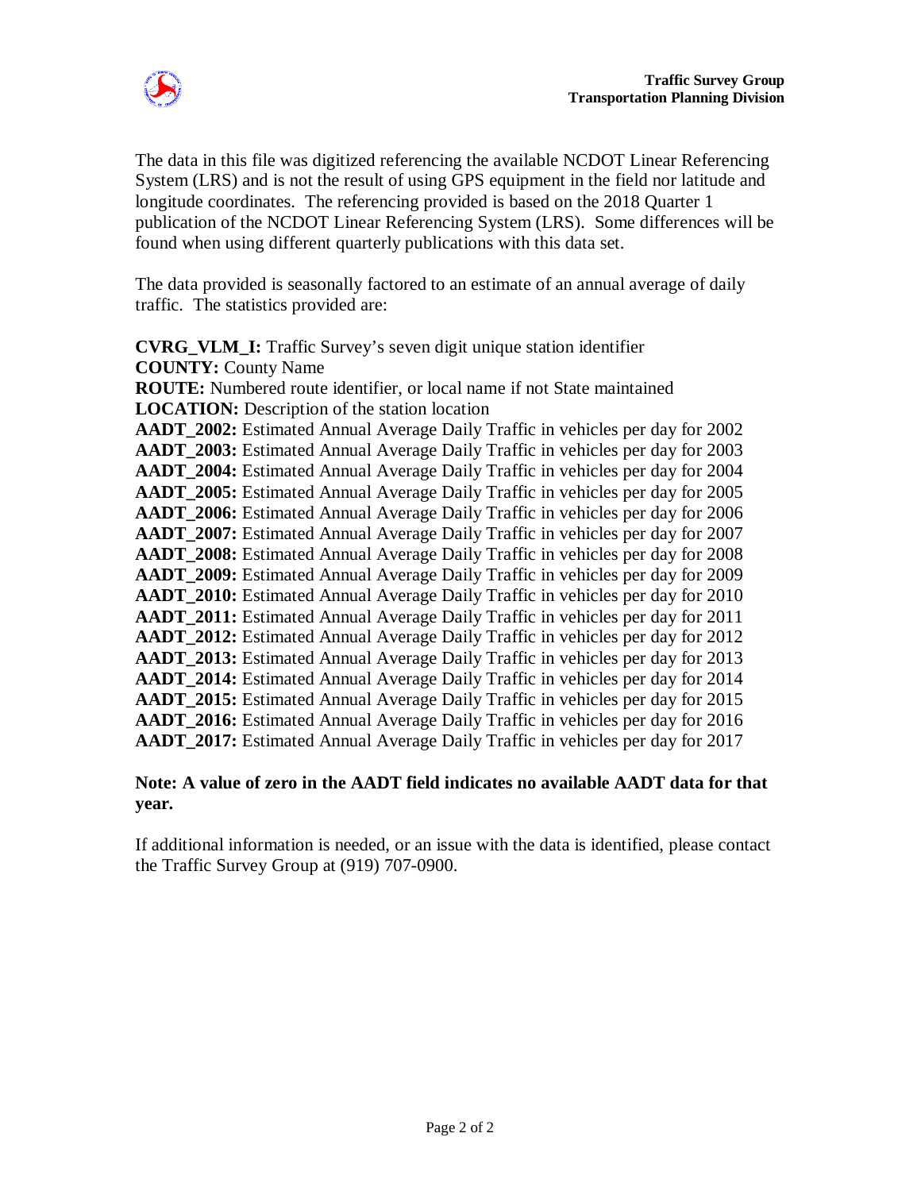The data in this file was digitized referencing the available NCDOT Linear Referencing System (LRS) and is not the result of using GPS equipment in the field nor latitude and longitude coordinates. The referencing provided is based on the 2018 Quarter 1 publication of the NCDOT Linear Referencing System (LRS). Some differences will be found when using different quarterly publications with this data set.

The data provided is seasonally factored to an estimate of an annual average of daily traffic. The statistics provided are:

**CVRG_VLM_I:** Traffic Survey's seven digit unique station identifier
**COUNTY:** County Name
**ROUTE:** Numbered route identifier, or local name if not State maintained
**LOCATION:** Description of the station location
**AADT_2002:** Estimated Annual Average Daily Traffic in vehicles per day for 2002
**AADT_2003:** Estimated Annual Average Daily Traffic in vehicles per day for 2003
**AADT_2004:** Estimated Annual Average Daily Traffic in vehicles per day for 2004
**AADT_2005:** Estimated Annual Average Daily Traffic in vehicles per day for 2005
**AADT_2006:** Estimated Annual Average Daily Traffic in vehicles per day for 2006
**AADT_2007:** Estimated Annual Average Daily Traffic in vehicles per day for 2007
**AADT_2008:** Estimated Annual Average Daily Traffic in vehicles per day for 2008
**AADT_2009:** Estimated Annual Average Daily Traffic in vehicles per day for 2009
**AADT_2010:** Estimated Annual Average Daily Traffic in vehicles per day for 2010
**AADT_2011:** Estimated Annual Average Daily Traffic in vehicles per day for 2011
**AADT_2012:** Estimated Annual Average Daily Traffic in vehicles per day for 2012
**AADT_2013:** Estimated Annual Average Daily Traffic in vehicles per day for 2013
**AADT_2014:** Estimated Annual Average Daily Traffic in vehicles per day for 2014
**AADT_2015:** Estimated Annual Average Daily Traffic in vehicles per day for 2015
**AADT_2016:** Estimated Annual Average Daily Traffic in vehicles per day for 2016
**AADT_2017:** Estimated Annual Average Daily Traffic in vehicles per day for 2017

**Note: A value of zero in the AADT field indicates no available AADT data for that year.**

If additional information is needed, or an issue with the data is identified, please contact the Traffic Survey Group at (919) 707-0900.